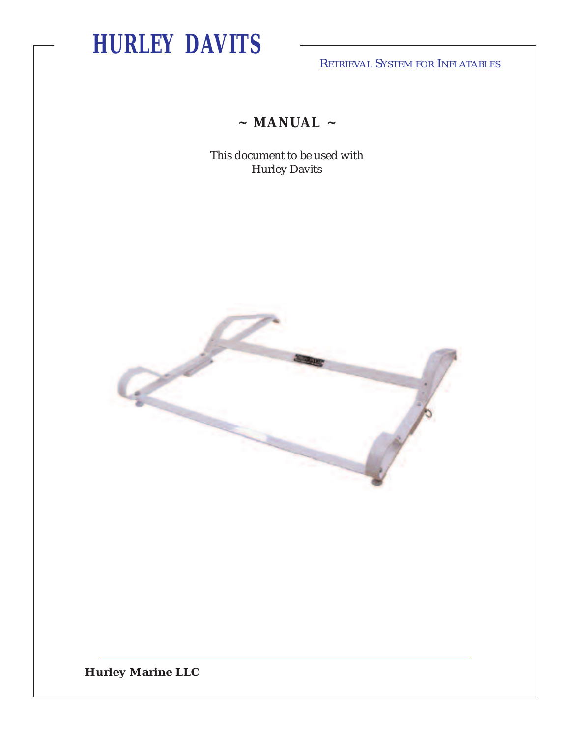# HURLEY DAVITS

RETRIEVAL SYSTEM FOR INFLATABLES

## ~ MANUAL ~

This document to be used with
Hurley Davits

**Hurley Marine LLC**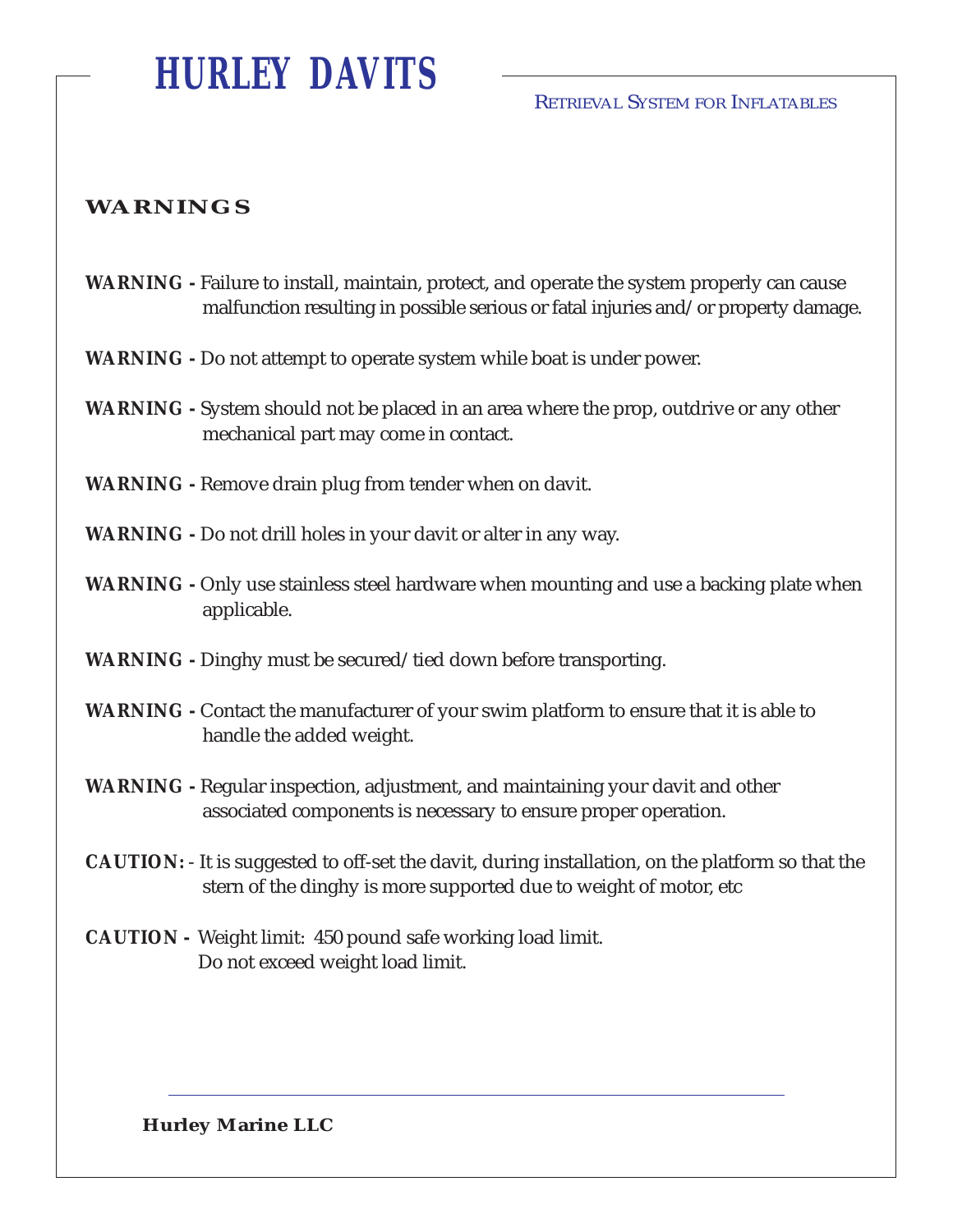# HURLEY DAVITS

RETRIEVAL SYSTEM FOR INFLATABLES

## WARNINGS

**WARNING -** Failure to install, maintain, protect, and operate the system properly can cause malfunction resulting in possible serious or fatal injuries and/or property damage.

**WARNING -** Do not attempt to operate system while boat is under power.

**WARNING -** System should not be placed in an area where the prop, outdrive or any other mechanical part may come in contact.

**WARNING -** Remove drain plug from tender when on davit.

**WARNING -** Do not drill holes in your davit or alter in any way.

**WARNING -** Only use stainless steel hardware when mounting and use a backing plate when applicable.

**WARNING -** Dinghy must be secured/tied down before transporting.

**WARNING -** Contact the manufacturer of your swim platform to ensure that it is able to handle the added weight.

**WARNING -** Regular inspection, adjustment, and maintaining your davit and other associated components is necessary to ensure proper operation.

**CAUTION:** - It is suggested to off-set the davit, during installation, on the platform so that the stern of the dinghy is more supported due to weight of motor, etc

**CAUTION -** Weight limit: 450 pound safe working load limit.
Do not exceed weight load limit.

**Hurley Marine LLC**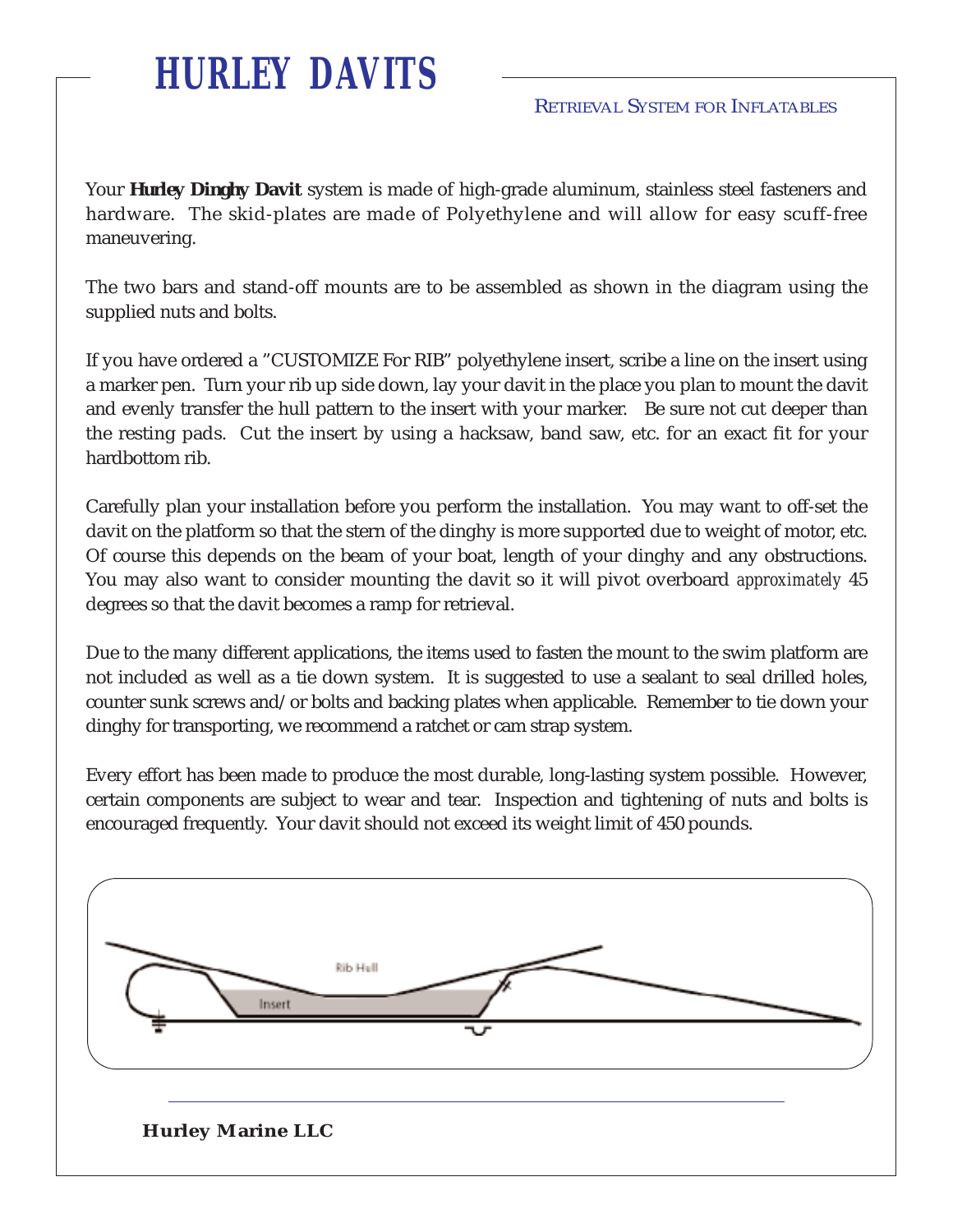# HURLEY DAVITS

RETRIEVAL SYSTEM FOR INFLATABLES

Your ***Hurley Dinghy Davit*** system is made of high-grade aluminum, stainless steel fasteners and hardware. The skid-plates are made of Polyethylene and will allow for easy scuff-free maneuvering.

The two bars and stand-off mounts are to be assembled as shown in the diagram using the supplied nuts and bolts.

If you have ordered a "CUSTOMIZE For RIB" polyethylene insert, scribe a line on the insert using a marker pen. Turn your rib up side down, lay your davit in the place you plan to mount the davit and evenly transfer the hull pattern to the insert with your marker. Be sure not cut deeper than the resting pads. Cut the insert by using a hacksaw, band saw, etc. for an exact fit for your hardbottom rib.

Carefully plan your installation before you perform the installation. You may want to off-set the davit on the platform so that the stern of the dinghy is more supported due to weight of motor, etc. Of course this depends on the beam of your boat, length of your dinghy and any obstructions. You may also want to consider mounting the davit so it will pivot overboard *approximately* 45 degrees so that the davit becomes a ramp for retrieval.

Due to the many different applications, the items used to fasten the mount to the swim platform are not included as well as a tie down system. It is suggested to use a sealant to seal drilled holes, counter sunk screws and/or bolts and backing plates when applicable. Remember to tie down your dinghy for transporting, we recommend a ratchet or cam strap system.

Every effort has been made to produce the most durable, long-lasting system possible. However, certain components are subject to wear and tear. Inspection and tightening of nuts and bolts is encouraged frequently. Your davit should not exceed its weight limit of 450 pounds.

Rib Hull

Insert

**Hurley Marine LLC**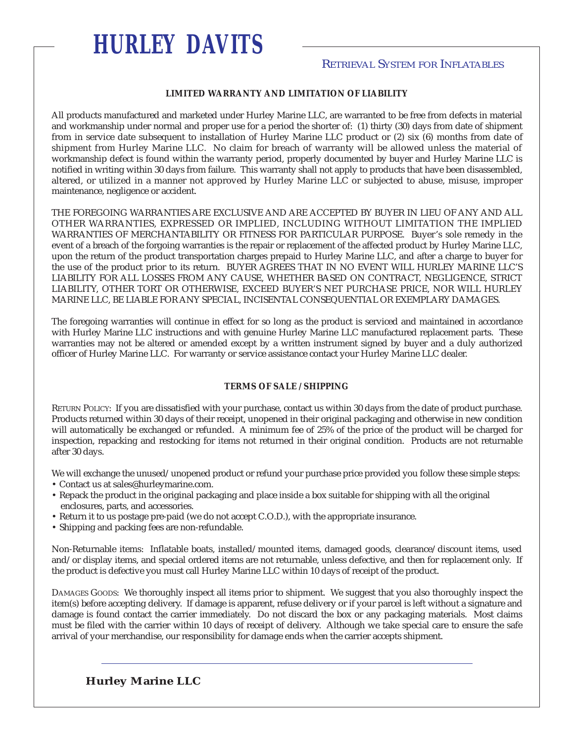# HURLEY DAVITS

RETRIEVAL SYSTEM FOR INFLATABLES

### LIMITED WARRANTY AND LIMITATION OF LIABILITY

All products manufactured and marketed under Hurley Marine LLC, are warranted to be free from defects in material and workmanship under normal and proper use for a period the shorter of: (1) thirty (30) days from date of shipment from in service date subsequent to installation of Hurley Marine LLC product or (2) six (6) months from date of shipment from Hurley Marine LLC. No claim for breach of warranty will be allowed unless the material of workmanship defect is found within the warranty period, properly documented by buyer and Hurley Marine LLC is notified in writing within 30 days from failure. This warranty shall not apply to products that have been disassembled, altered, or utilized in a manner not approved by Hurley Marine LLC or subjected to abuse, misuse, improper maintenance, negligence or accident.

THE FOREGOING WARRANTIES ARE EXCLUSIVE AND ARE ACCEPTED BY BUYER IN LIEU OF ANY AND ALL OTHER WARRANTIES, EXPRESSED OR IMPLIED, INCLUDING WITHOUT LIMITATION THE IMPLIED WARRANTIES OF MERCHANTABILITY OR FITNESS FOR PARTICULAR PURPOSE. Buyer's sole remedy in the event of a breach of the forgoing warranties is the repair or replacement of the affected product by Hurley Marine LLC, upon the return of the product transportation charges prepaid to Hurley Marine LLC, and after a charge to buyer for the use of the product prior to its return. BUYER AGREES THAT IN NO EVENT WILL HURLEY MARINE LLC'S LIABILITY FOR ALL LOSSES FROM ANY CAUSE, WHETHER BASED ON CONTRACT, NEGLIGENCE, STRICT LIABILITY, OTHER TORT OR OTHERWISE, EXCEED BUYER'S NET PURCHASE PRICE, NOR WILL HURLEY MARINE LLC, BE LIABLE FOR ANY SPECIAL, INCISENTAL CONSEQUENTIAL OR EXEMPLARY DAMAGES.

The foregoing warranties will continue in effect for so long as the product is serviced and maintained in accordance with Hurley Marine LLC instructions and with genuine Hurley Marine LLC manufactured replacement parts. These warranties may not be altered or amended except by a written instrument signed by buyer and a duly authorized officer of Hurley Marine LLC. For warranty or service assistance contact your Hurley Marine LLC dealer.

### TERMS OF SALE / SHIPPING

RETURN POLICY: If you are dissatisfied with your purchase, contact us within 30 days from the date of product purchase. Products returned within 30 days of their receipt, unopened in their original packaging and otherwise in new condition will automatically be exchanged or refunded. A minimum fee of 25% of the price of the product will be charged for inspection, repacking and restocking for items not returned in their original condition. Products are not returnable after 30 days.

We will exchange the unused/unopened product or refund your purchase price provided you follow these simple steps:

- Contact us at sales@hurleymarine.com.
- Repack the product in the original packaging and place inside a box suitable for shipping with all the original enclosures, parts, and accessories.
- Return it to us postage pre-paid (we do not accept C.O.D.), with the appropriate insurance.
- Shipping and packing fees are non-refundable.

Non-Returnable items: Inflatable boats, installed/mounted items, damaged goods, clearance/discount items, used and/or display items, and special ordered items are not returnable, unless defective, and then for replacement only. If the product is defective you must call Hurley Marine LLC within 10 days of receipt of the product.

DAMAGES GOODS: We thoroughly inspect all items prior to shipment. We suggest that you also thoroughly inspect the item(s) before accepting delivery. If damage is apparent, refuse delivery or if your parcel is left without a signature and damage is found contact the carrier immediately. Do not discard the box or any packaging materials. Most claims must be filed with the carrier within 10 days of receipt of delivery. Although we take special care to ensure the safe arrival of your merchandise, our responsibility for damage ends when the carrier accepts shipment.

**Hurley Marine LLC**